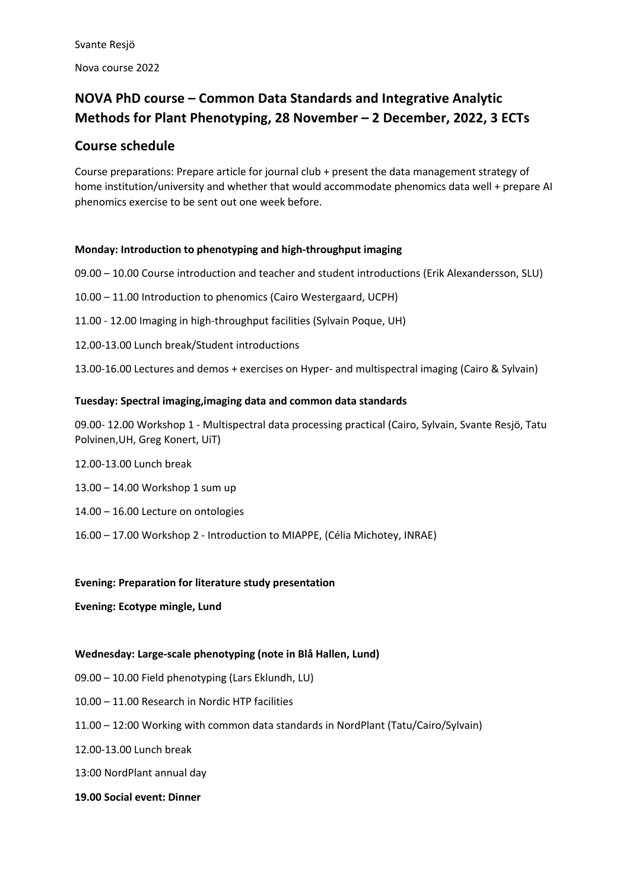Svante Resjö

Nova course 2022

## NOVA PhD course – Common Data Standards and Integrative Analytic Methods for Plant Phenotyping, 28 November – 2 December, 2022, 3 ECTs

## Course schedule

Course preparations: Prepare article for journal club + present the data management strategy of home institution/university and whether that would accommodate phenomics data well + prepare AI phenomics exercise to be sent out one week before.

**Monday: Introduction to phenotyping and high-throughput imaging**

09.00 – 10.00 Course introduction and teacher and student introductions (Erik Alexandersson, SLU)

10.00 – 11.00 Introduction to phenomics (Cairo Westergaard, UCPH)

11.00 - 12.00 Imaging in high-throughput facilities (Sylvain Poque, UH)

12.00-13.00 Lunch break/Student introductions

13.00-16.00 Lectures and demos + exercises on Hyper- and multispectral imaging (Cairo & Sylvain)

**Tuesday: Spectral imaging,imaging data and common data standards**

09.00- 12.00 Workshop 1 - Multispectral data processing practical (Cairo, Sylvain, Svante Resjö, Tatu Polvinen,UH, Greg Konert, UiT)

12.00-13.00 Lunch break

13.00 – 14.00 Workshop 1 sum up

14.00 – 16.00 Lecture on ontologies

16.00 – 17.00 Workshop 2 - Introduction to MIAPPE, (Célia Michotey, INRAE)

**Evening: Preparation for literature study presentation**

**Evening: Ecotype mingle, Lund**

**Wednesday: Large-scale phenotyping (note in Blå Hallen, Lund)**

09.00 – 10.00 Field phenotyping (Lars Eklundh, LU)

10.00 – 11.00 Research in Nordic HTP facilities

11.00 – 12:00 Working with common data standards in NordPlant (Tatu/Cairo/Sylvain)

12.00-13.00 Lunch break

13:00 NordPlant annual day

**19.00 Social event: Dinner**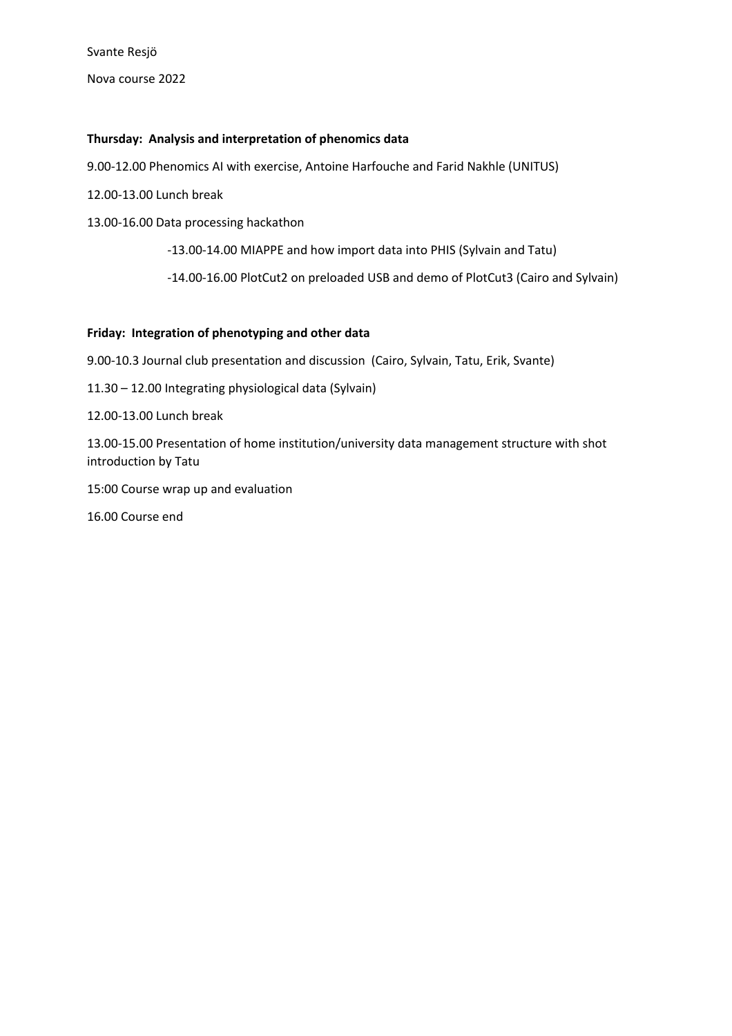Svante Resjö

Nova course 2022

**Thursday: Analysis and interpretation of phenomics data**

9.00-12.00 Phenomics AI with exercise, Antoine Harfouche and Farid Nakhle (UNITUS)

12.00-13.00 Lunch break

13.00-16.00 Data processing hackathon

-13.00-14.00 MIAPPE and how import data into PHIS (Sylvain and Tatu)

-14.00-16.00 PlotCut2 on preloaded USB and demo of PlotCut3 (Cairo and Sylvain)

**Friday: Integration of phenotyping and other data**

9.00-10.3 Journal club presentation and discussion (Cairo, Sylvain, Tatu, Erik, Svante)

11.30 – 12.00 Integrating physiological data (Sylvain)

12.00-13.00 Lunch break

13.00-15.00 Presentation of home institution/university data management structure with shot introduction by Tatu

15:00 Course wrap up and evaluation

16.00 Course end